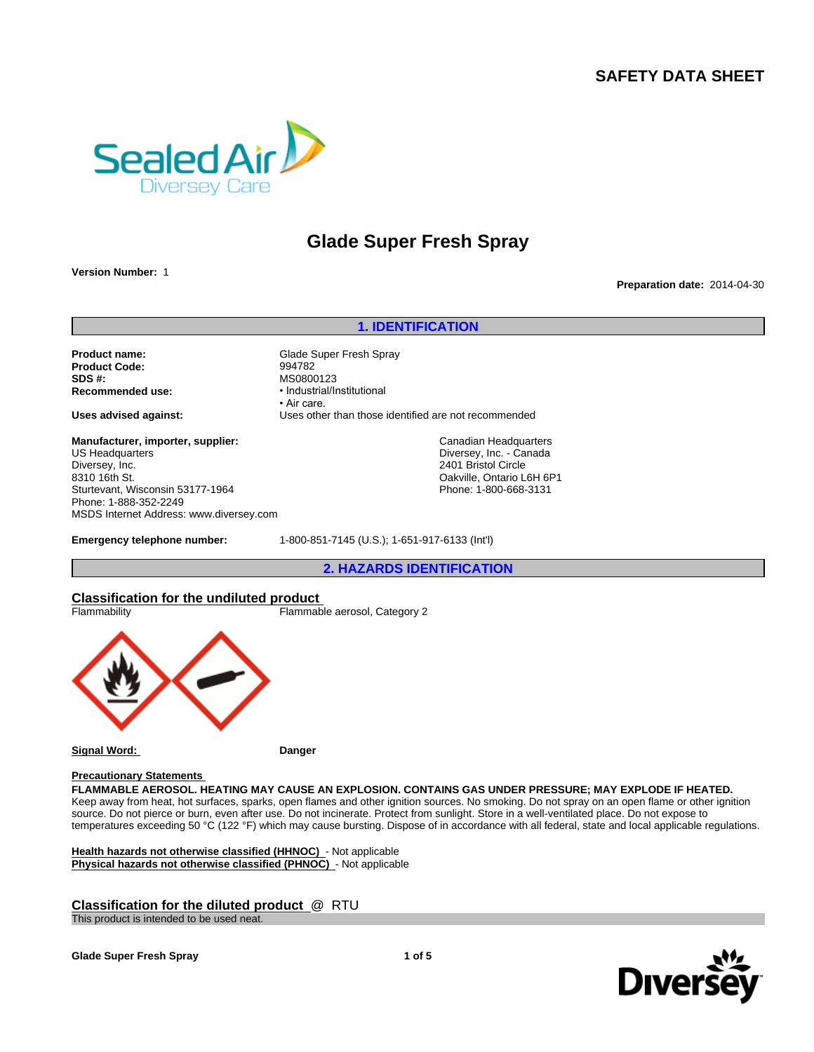# SAFETY DATA SHEET

## Glade Super Fresh Spray

**Version Number:** 1

**Preparation date:** 2014-04-30

## 1. IDENTIFICATION

**Product name:** Glade Super Fresh Spray
**Product Code:** 994782
**SDS #:** MS0800123
**Recommended use:**
- Industrial/Institutional
- Air care.

**Uses advised against:** Uses other than those identified are not recommended

**Manufacturer, importer, supplier:**
US Headquarters
Diversey, Inc.
8310 16th St.
Sturtevant, Wisconsin 53177-1964
Phone: 1-888-352-2249
MSDS Internet Address: www.diversey.com

Canadian Headquarters
Diversey, Inc. - Canada
2401 Bristol Circle
Oakville, Ontario L6H 6P1
Phone: 1-800-668-3131

**Emergency telephone number:** 1-800-851-7145 (U.S.); 1-651-917-6133 (Int'l)

## 2. HAZARDS IDENTIFICATION

### Classification for the undiluted product

Flammability — Flammable aerosol, Category 2

**Signal Word:** **Danger**

**Precautionary Statements**

**FLAMMABLE AEROSOL. HEATING MAY CAUSE AN EXPLOSION. CONTAINS GAS UNDER PRESSURE; MAY EXPLODE IF HEATED.**
Keep away from heat, hot surfaces, sparks, open flames and other ignition sources. No smoking. Do not spray on an open flame or other ignition source. Do not pierce or burn, even after use. Do not incinerate. Protect from sunlight. Store in a well-ventilated place. Do not expose to temperatures exceeding 50 °C (122 °F) which may cause bursting. Dispose of in accordance with all federal, state and local applicable regulations.

**Health hazards not otherwise classified (HHNOC)** - Not applicable
**Physical hazards not otherwise classified (PHNOC)** - Not applicable

### Classification for the diluted product @ RTU

This product is intended to be used neat.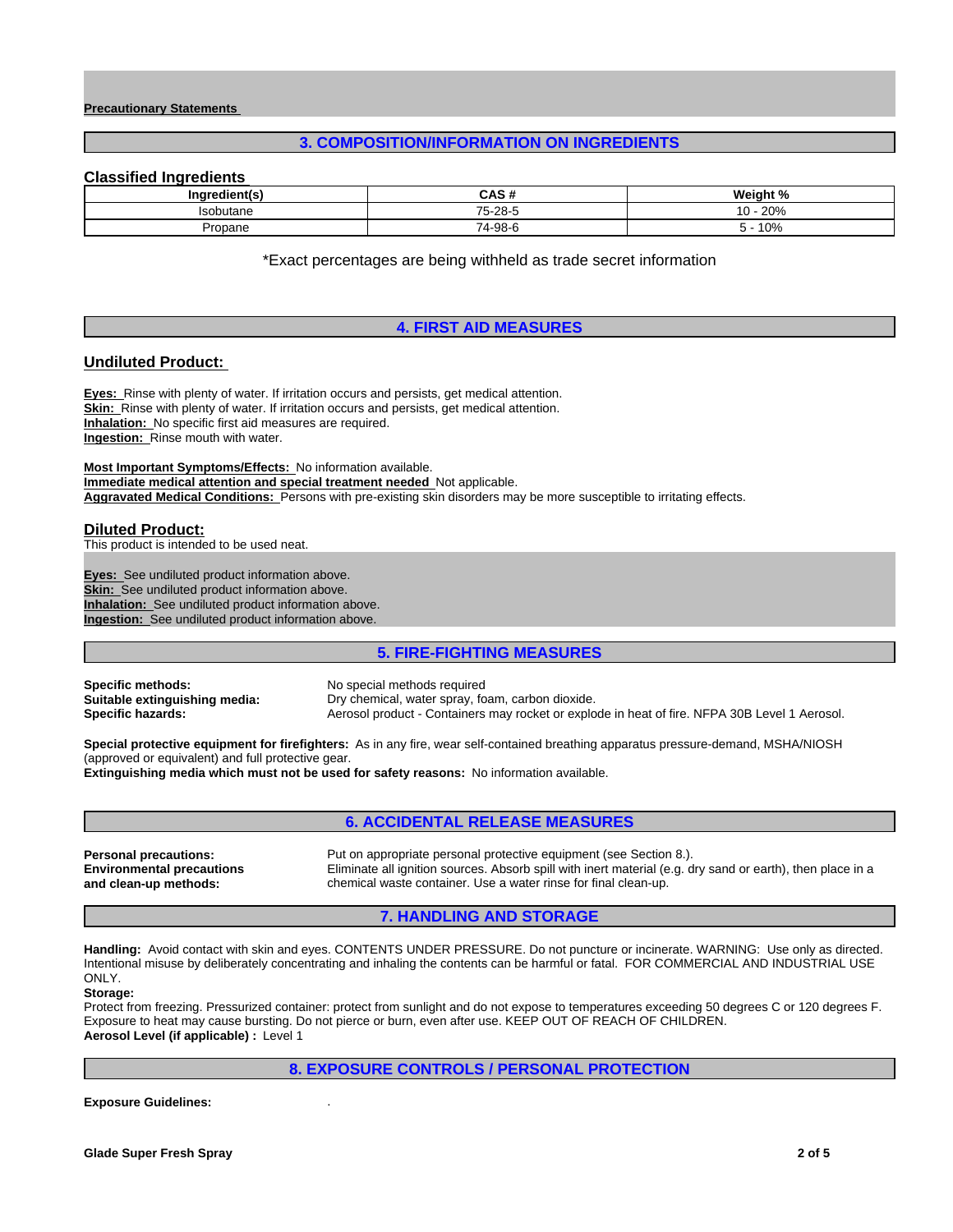**Precautionary Statements**

## 3. COMPOSITION/INFORMATION ON INGREDIENTS

### Classified Ingredients

| Ingredient(s) | CAS # | Weight % |
|---|---|---|
| Isobutane | 75-28-5 | 10 - 20% |
| Propane | 74-98-6 | 5 - 10% |

*Exact percentages are being withheld as trade secret information

## 4. FIRST AID MEASURES

### Undiluted Product:

**Eyes:** Rinse with plenty of water. If irritation occurs and persists, get medical attention.
**Skin:** Rinse with plenty of water. If irritation occurs and persists, get medical attention.
**Inhalation:** No specific first aid measures are required.
**Ingestion:** Rinse mouth with water.

**Most Important Symptoms/Effects:** No information available.
**Immediate medical attention and special treatment needed** Not applicable.
**Aggravated Medical Conditions:** Persons with pre-existing skin disorders may be more susceptible to irritating effects.

### Diluted Product:

This product is intended to be used neat.

**Eyes:** See undiluted product information above.
**Skin:** See undiluted product information above.
**Inhalation:** See undiluted product information above.
**Ingestion:** See undiluted product information above.

## 5. FIRE-FIGHTING MEASURES

**Specific methods:** No special methods required
**Suitable extinguishing media:** Dry chemical, water spray, foam, carbon dioxide.
**Specific hazards:** Aerosol product - Containers may rocket or explode in heat of fire. NFPA 30B Level 1 Aerosol.

**Special protective equipment for firefighters:** As in any fire, wear self-contained breathing apparatus pressure-demand, MSHA/NIOSH (approved or equivalent) and full protective gear.
**Extinguishing media which must not be used for safety reasons:** No information available.

## 6. ACCIDENTAL RELEASE MEASURES

**Personal precautions:** Put on appropriate personal protective equipment (see Section 8.).
**Environmental precautions and clean-up methods:** Eliminate all ignition sources. Absorb spill with inert material (e.g. dry sand or earth), then place in a chemical waste container. Use a water rinse for final clean-up.

## 7. HANDLING AND STORAGE

**Handling:** Avoid contact with skin and eyes. CONTENTS UNDER PRESSURE. Do not puncture or incinerate. WARNING: Use only as directed. Intentional misuse by deliberately concentrating and inhaling the contents can be harmful or fatal. FOR COMMERCIAL AND INDUSTRIAL USE ONLY.
**Storage:**
Protect from freezing. Pressurized container: protect from sunlight and do not expose to temperatures exceeding 50 degrees C or 120 degrees F. Exposure to heat may cause bursting. Do not pierce or burn, even after use. KEEP OUT OF REACH OF CHILDREN.
**Aerosol Level (if applicable) :** Level 1

## 8. EXPOSURE CONTROLS / PERSONAL PROTECTION

**Exposure Guidelines:** .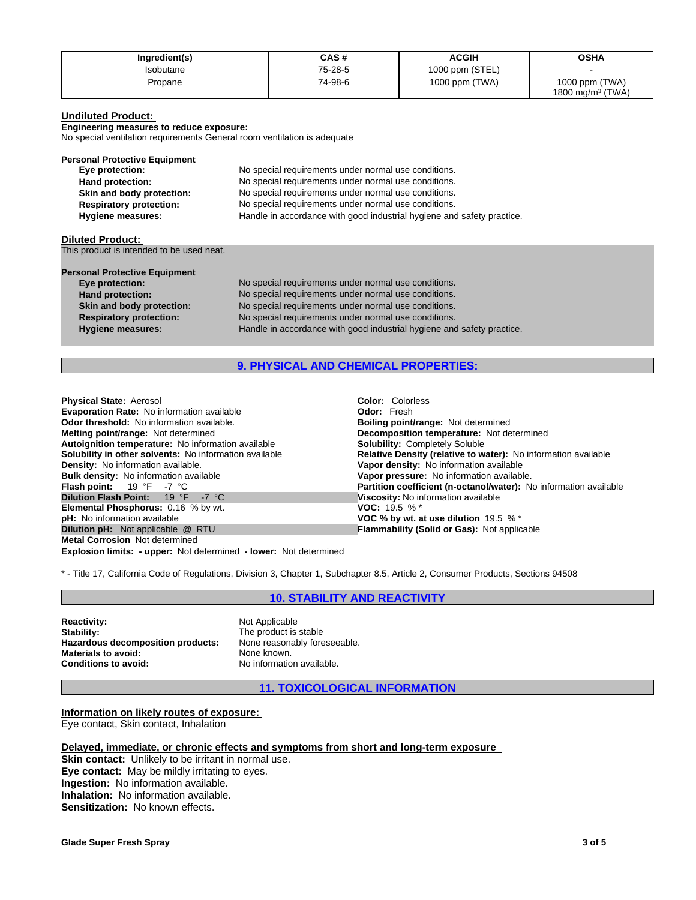| Ingredient(s) | CAS # | ACGIH | OSHA |
|---|---|---|---|
| Isobutane | 75-28-5 | 1000 ppm (STEL) | - |
| Propane | 74-98-6 | 1000 ppm (TWA) | 1000 ppm (TWA) 1800 mg/m³ (TWA) |

**Undiluted Product:**

**Engineering measures to reduce exposure:**
No special ventilation requirements General room ventilation is adequate

**Personal Protective Equipment**

- **Eye protection:** No special requirements under normal use conditions.
- **Hand protection:** No special requirements under normal use conditions.
- **Skin and body protection:** No special requirements under normal use conditions.
- **Respiratory protection:** No special requirements under normal use conditions.
- **Hygiene measures:** Handle in accordance with good industrial hygiene and safety practice.

**Diluted Product:**

This product is intended to be used neat.

**Personal Protective Equipment**

- **Eye protection:** No special requirements under normal use conditions.
- **Hand protection:** No special requirements under normal use conditions.
- **Skin and body protection:** No special requirements under normal use conditions.
- **Respiratory protection:** No special requirements under normal use conditions.
- **Hygiene measures:** Handle in accordance with good industrial hygiene and safety practice.

## 9. PHYSICAL AND CHEMICAL PROPERTIES:

**Physical State:** Aerosol
**Evaporation Rate:** No information available
**Odor threshold:** No information available.
**Melting point/range:** Not determined
**Autoignition temperature:** No information available
**Solubility in other solvents:** No information available
**Density:** No information available.
**Bulk density:** No information available
**Flash point:** 19 °F -7 °C
**Dilution Flash Point:** 19 °F -7 °C
**Elemental Phosphorus:** 0.16 % by wt.
**pH:** No information available
**Dilution pH:** Not applicable @ RTU
**Metal Corrosion** Not determined
**Explosion limits: - upper:** Not determined **- lower:** Not determined

**Color:** Colorless
**Odor:** Fresh
**Boiling point/range:** Not determined
**Decomposition temperature:** Not determined
**Solubility:** Completely Soluble
**Relative Density (relative to water):** No information available
**Vapor density:** No information available
**Vapor pressure:** No information available.
**Partition coefficient (n-octanol/water):** No information available
**Viscosity:** No information available
**VOC:** 19.5 % *
**VOC % by wt. at use dilution** 19.5 % *
**Flammability (Solid or Gas):** Not applicable

\* - Title 17, California Code of Regulations, Division 3, Chapter 1, Subchapter 8.5, Article 2, Consumer Products, Sections 94508

## 10. STABILITY AND REACTIVITY

- **Reactivity:** Not Applicable
- **Stability:** The product is stable
- **Hazardous decomposition products:** None reasonably foreseeable.
- **Materials to avoid:** None known.
- **Conditions to avoid:** No information available.

## 11. TOXICOLOGICAL INFORMATION

**Information on likely routes of exposure:**
Eye contact, Skin contact, Inhalation

**Delayed, immediate, or chronic effects and symptoms from short and long-term exposure**
**Skin contact:** Unlikely to be irritant in normal use.
**Eye contact:** May be mildly irritating to eyes.
**Ingestion:** No information available.
**Inhalation:** No information available.
**Sensitization:** No known effects.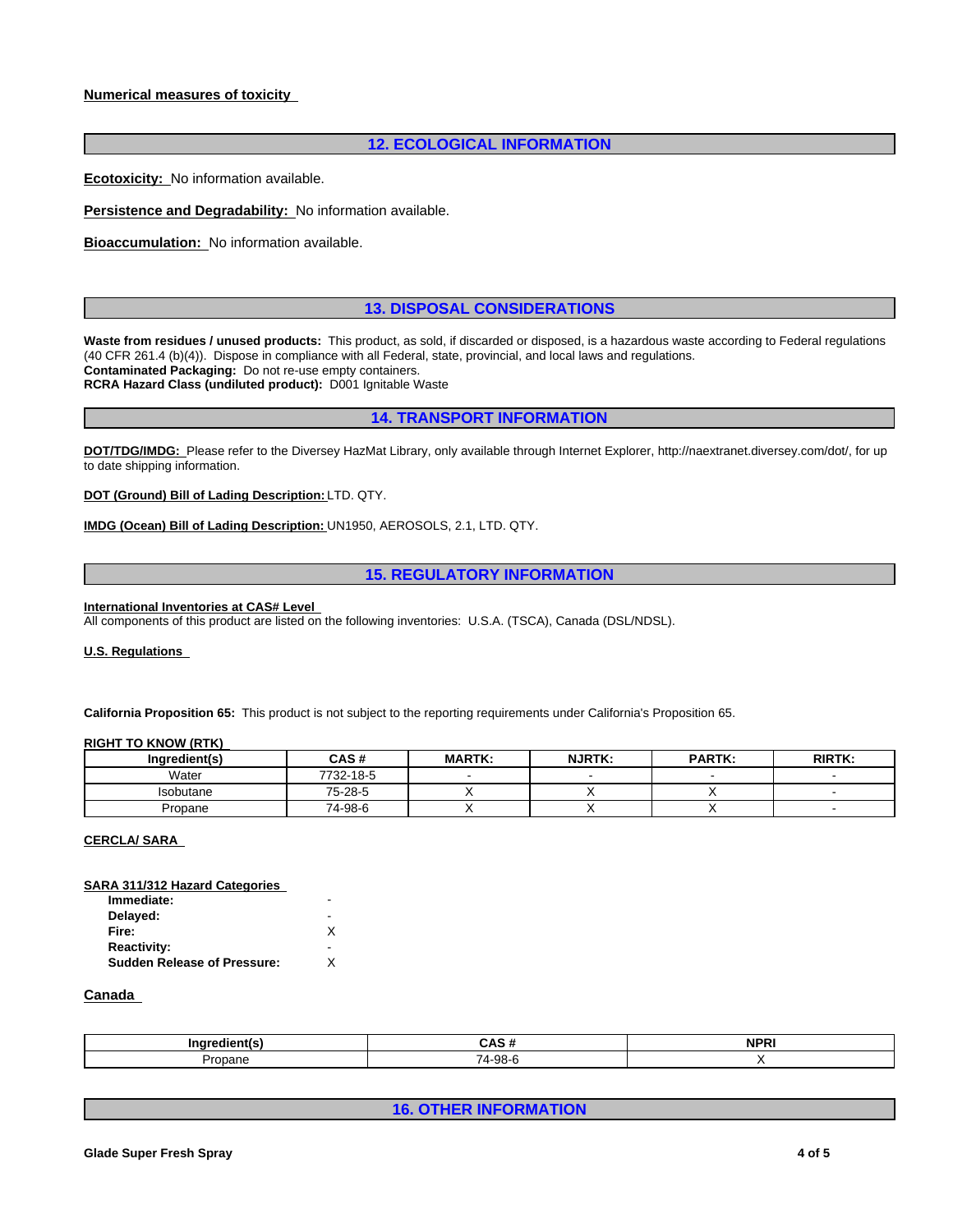**Numerical measures of toxicity**

## 12. ECOLOGICAL INFORMATION

**Ecotoxicity:** No information available.

**Persistence and Degradability:** No information available.

**Bioaccumulation:** No information available.

## 13. DISPOSAL CONSIDERATIONS

**Waste from residues / unused products:** This product, as sold, if discarded or disposed, is a hazardous waste according to Federal regulations (40 CFR 261.4 (b)(4)). Dispose in compliance with all Federal, state, provincial, and local laws and regulations.
**Contaminated Packaging:** Do not re-use empty containers.
**RCRA Hazard Class (undiluted product):** D001 Ignitable Waste

## 14. TRANSPORT INFORMATION

**DOT/TDG/IMDG:** Please refer to the Diversey HazMat Library, only available through Internet Explorer, http://naextranet.diversey.com/dot/, for up to date shipping information.

**DOT (Ground) Bill of Lading Description:** LTD. QTY.

**IMDG (Ocean) Bill of Lading Description:** UN1950, AEROSOLS, 2.1, LTD. QTY.

## 15. REGULATORY INFORMATION

**International Inventories at CAS# Level**
All components of this product are listed on the following inventories: U.S.A. (TSCA), Canada (DSL/NDSL).

**U.S. Regulations**

**California Proposition 65:** This product is not subject to the reporting requirements under California's Proposition 65.

**RIGHT TO KNOW (RTK)**

| Ingredient(s) | CAS # | MARTK: | NJRTK: | PARTK: | RIRTK: |
|---|---|---|---|---|---|
| Water | 7732-18-5 | - | - | - | - |
| Isobutane | 75-28-5 | X | X | X | - |
| Propane | 74-98-6 | X | X | X | - |

**CERCLA/ SARA**

**SARA 311/312 Hazard Categories**

| | |
|---|---|
| **Immediate:** | - |
| **Delayed:** | - |
| **Fire:** | X |
| **Reactivity:** | - |
| **Sudden Release of Pressure:** | X |

**Canada**

| Ingredient(s) | CAS # | NPRI |
|---|---|---|
| Propane | 74-98-6 | X |

## 16. OTHER INFORMATION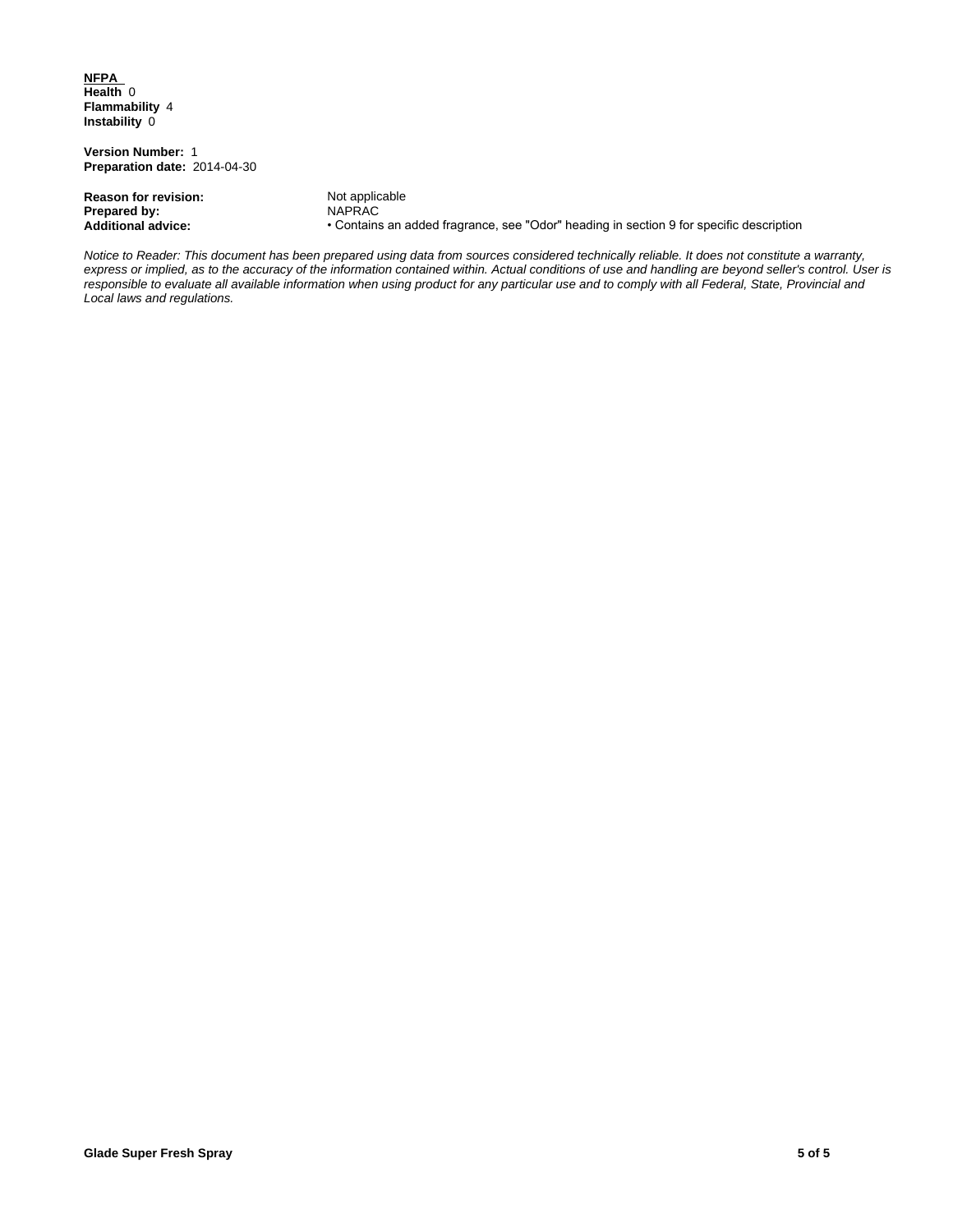**NFPA**
**Health** 0
**Flammability** 4
**Instability** 0

**Version Number:** 1
**Preparation date:** 2014-04-30

| | |
|---|---|
| **Reason for revision:** | Not applicable |
| **Prepared by:** | NAPRAC |
| **Additional advice:** | • Contains an added fragrance, see "Odor" heading in section 9 for specific description |

*Notice to Reader: This document has been prepared using data from sources considered technically reliable. It does not constitute a warranty, express or implied, as to the accuracy of the information contained within. Actual conditions of use and handling are beyond seller's control. User is responsible to evaluate all available information when using product for any particular use and to comply with all Federal, State, Provincial and Local laws and regulations.*